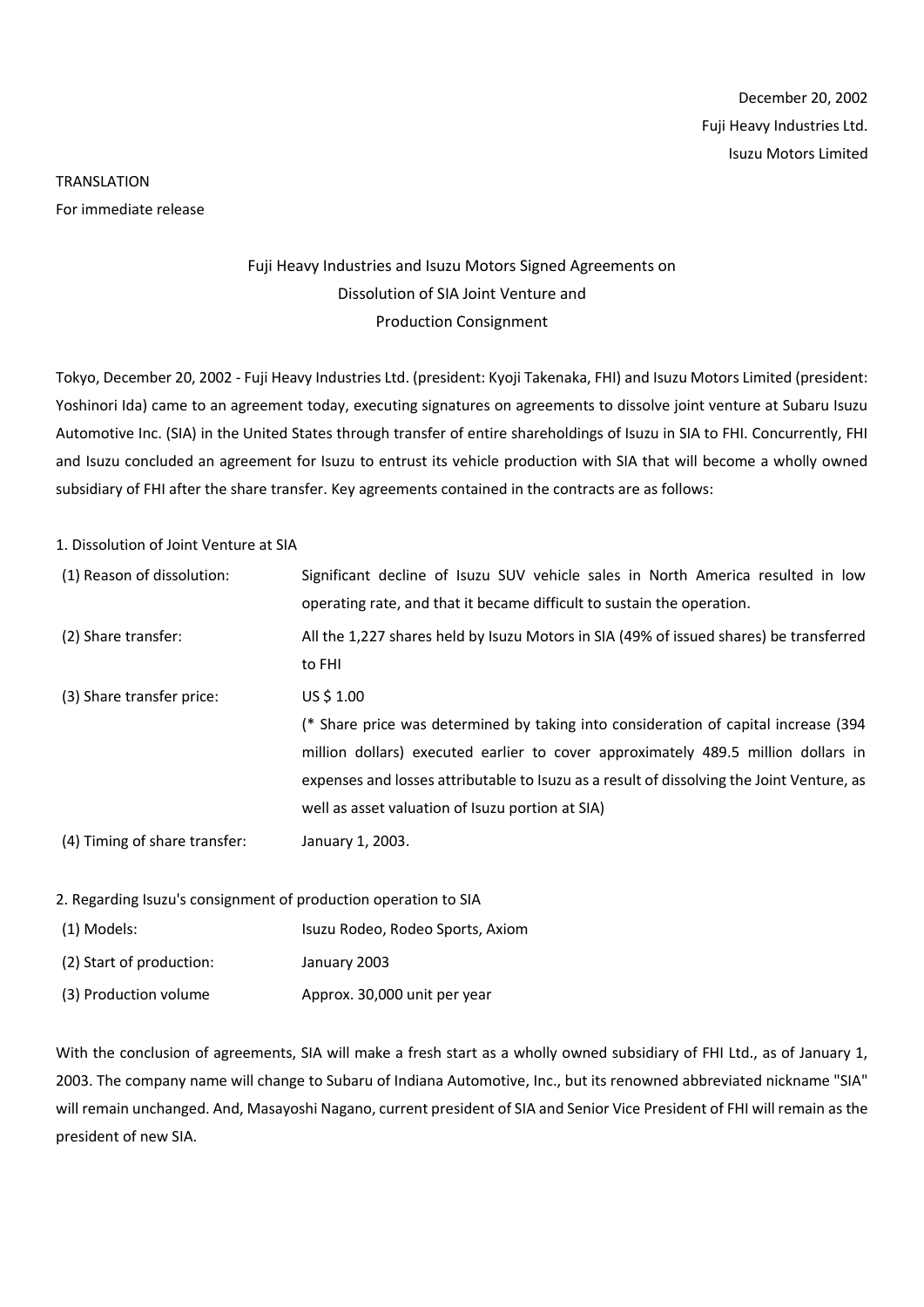December 20, 2002
Fuji Heavy Industries Ltd.
Isuzu Motors Limited

TRANSLATION
For immediate release

# Fuji Heavy Industries and Isuzu Motors Signed Agreements on Dissolution of SIA Joint Venture and Production Consignment

Tokyo, December 20, 2002 - Fuji Heavy Industries Ltd. (president: Kyoji Takenaka, FHI) and Isuzu Motors Limited (president: Yoshinori Ida) came to an agreement today, executing signatures on agreements to dissolve joint venture at Subaru Isuzu Automotive Inc. (SIA) in the United States through transfer of entire shareholdings of Isuzu in SIA to FHI. Concurrently, FHI and Isuzu concluded an agreement for Isuzu to entrust its vehicle production with SIA that will become a wholly owned subsidiary of FHI after the share transfer. Key agreements contained in the contracts are as follows:

1. Dissolution of Joint Venture at SIA

| | |
|---|---|
| (1) Reason of dissolution: | Significant decline of Isuzu SUV vehicle sales in North America resulted in low operating rate, and that it became difficult to sustain the operation. |
| (2) Share transfer: | All the 1,227 shares held by Isuzu Motors in SIA (49% of issued shares) be transferred to FHI |
| (3) Share transfer price: | US $ 1.00<br>(* Share price was determined by taking into consideration of capital increase (394 million dollars) executed earlier to cover approximately 489.5 million dollars in expenses and losses attributable to Isuzu as a result of dissolving the Joint Venture, as well as asset valuation of Isuzu portion at SIA) |
| (4) Timing of share transfer: | January 1, 2003. |

2. Regarding Isuzu's consignment of production operation to SIA

| | |
|---|---|
| (1) Models: | Isuzu Rodeo, Rodeo Sports, Axiom |
| (2) Start of production: | January 2003 |
| (3) Production volume | Approx. 30,000 unit per year |

With the conclusion of agreements, SIA will make a fresh start as a wholly owned subsidiary of FHI Ltd., as of January 1, 2003. The company name will change to Subaru of Indiana Automotive, Inc., but its renowned abbreviated nickname "SIA" will remain unchanged. And, Masayoshi Nagano, current president of SIA and Senior Vice President of FHI will remain as the president of new SIA.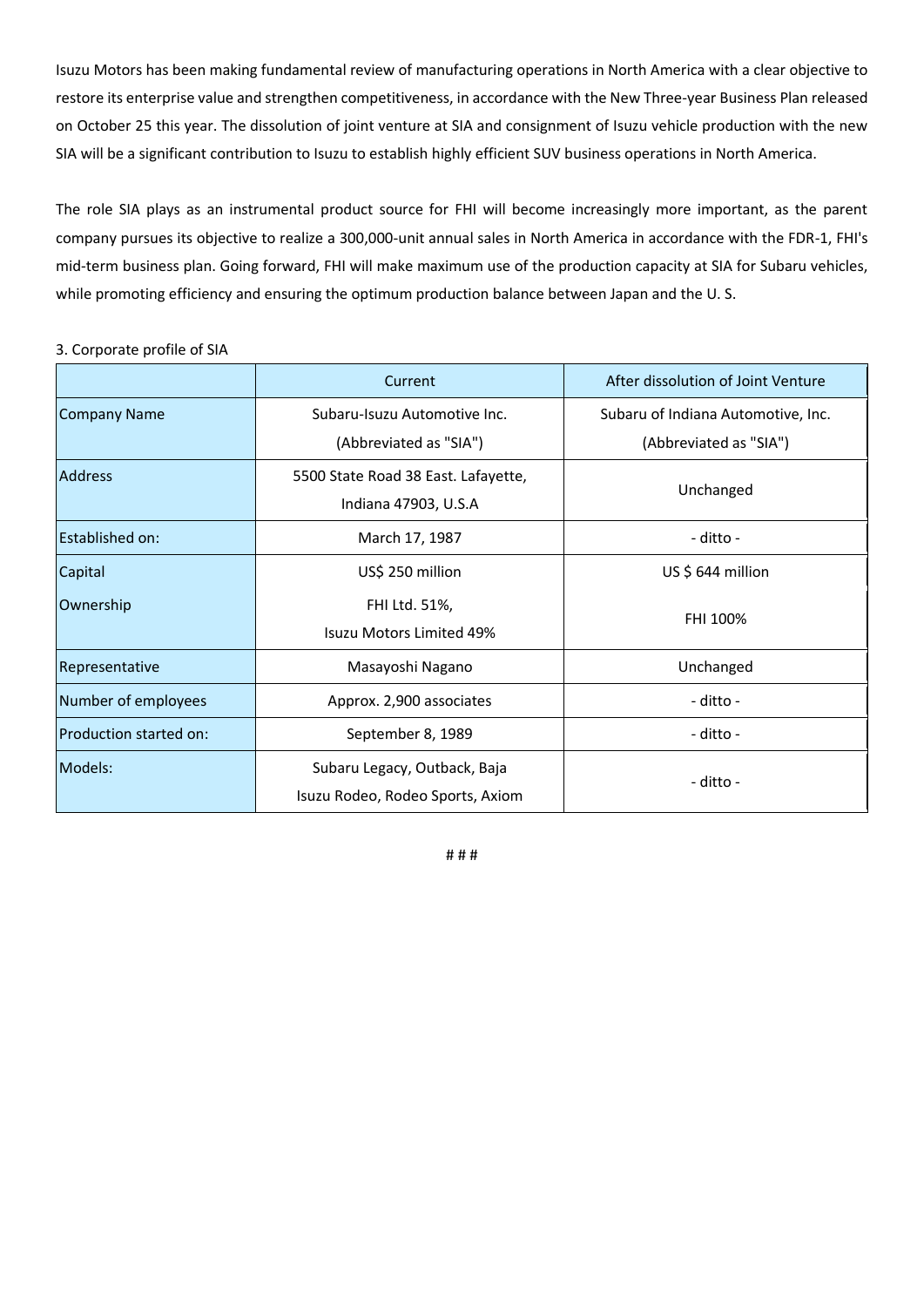Isuzu Motors has been making fundamental review of manufacturing operations in North America with a clear objective to restore its enterprise value and strengthen competitiveness, in accordance with the New Three-year Business Plan released on October 25 this year. The dissolution of joint venture at SIA and consignment of Isuzu vehicle production with the new SIA will be a significant contribution to Isuzu to establish highly efficient SUV business operations in North America.

The role SIA plays as an instrumental product source for FHI will become increasingly more important, as the parent company pursues its objective to realize a 300,000-unit annual sales in North America in accordance with the FDR-1, FHI's mid-term business plan. Going forward, FHI will make maximum use of the production capacity at SIA for Subaru vehicles, while promoting efficiency and ensuring the optimum production balance between Japan and the U. S.

3. Corporate profile of SIA

| | Current | After dissolution of Joint Venture |
|---|---|---|
| Company Name | Subaru-Isuzu Automotive Inc. (Abbreviated as "SIA") | Subaru of Indiana Automotive, Inc. (Abbreviated as "SIA") |
| Address | 5500 State Road 38 East. Lafayette, Indiana 47903, U.S.A | Unchanged |
| Established on: | March 17, 1987 | - ditto - |
| Capital | US$ 250 million | US $ 644 million |
| Ownership | FHI Ltd. 51%, Isuzu Motors Limited 49% | FHI 100% |
| Representative | Masayoshi Nagano | Unchanged |
| Number of employees | Approx. 2,900 associates | - ditto - |
| Production started on: | September 8, 1989 | - ditto - |
| Models: | Subaru Legacy, Outback, Baja Isuzu Rodeo, Rodeo Sports, Axiom | - ditto - |

# # #